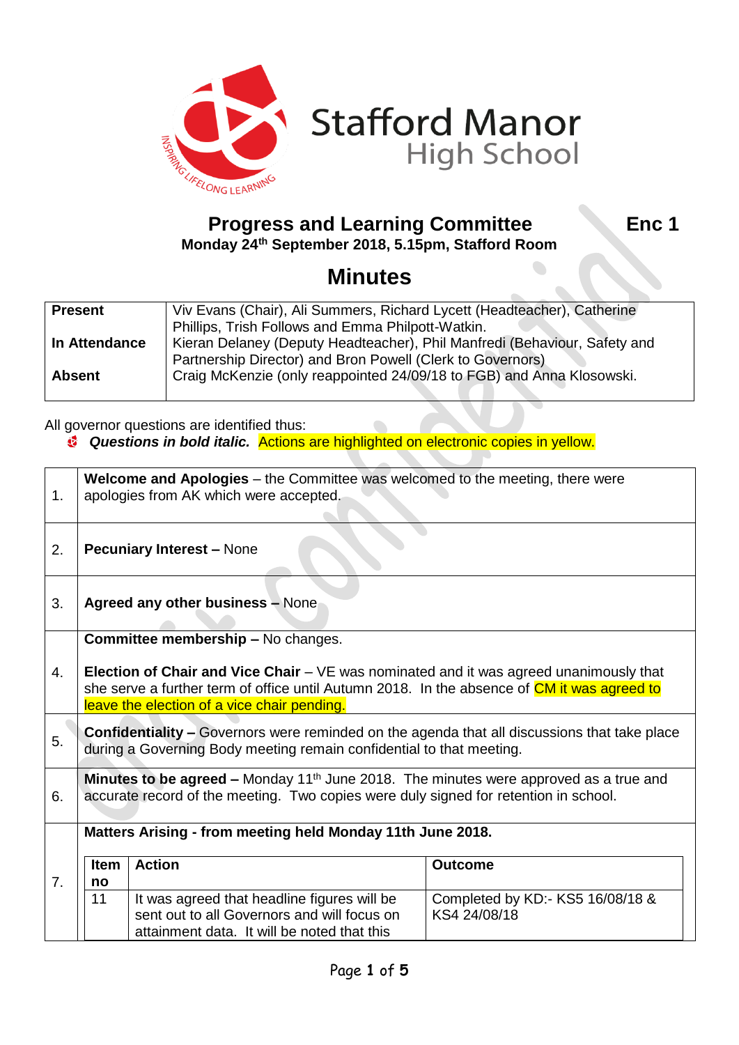# Stafford Manor High School

INSPIRING LIFELONG LEARNING

## Progress and Learning Committee

**Enc 1**

**Monday 24th September 2018, 5.15pm, Stafford Room**

# Minutes

| | |
|---|---|
| **Present** | Viv Evans (Chair), Ali Summers, Richard Lycett (Headteacher), Catherine Phillips, Trish Follows and Emma Philpott-Watkin. |
| **In Attendance** | Kieran Delaney (Deputy Headteacher), Phil Manfredi (Behaviour, Safety and Partnership Director) and Bron Powell (Clerk to Governors) |
| **Absent** | Craig McKenzie (only reappointed 24/09/18 to FGB) and Anna Klosowski. |

All governor questions are identified thus:

- ***Questions in bold italic.*** Actions are highlighted on electronic copies in yellow.

| | |
|---|---|
| 1. | **Welcome and Apologies** – the Committee was welcomed to the meeting, there were apologies from AK which were accepted. |
| 2. | **Pecuniary Interest –** None |
| 3. | **Agreed any other business –** None |
| 4. | **Committee membership –** No changes.<br><br>**Election of Chair and Vice Chair** – VE was nominated and it was agreed unanimously that she serve a further term of office until Autumn 2018. In the absence of CM it was agreed to leave the election of a vice chair pending. |
| 5. | **Confidentiality –** Governors were reminded on the agenda that all discussions that take place during a Governing Body meeting remain confidential to that meeting. |
| 6. | **Minutes to be agreed –** Monday 11th June 2018. The minutes were approved as a true and accurate record of the meeting. Two copies were duly signed for retention in school. |
| 7. | **Matters Arising - from meeting held Monday 11th June 2018.** |

| Item no | Action | Outcome |
|---|---|---|
| 11 | It was agreed that headline figures will be sent out to all Governors and will focus on attainment data. It will be noted that this | Completed by KD:- KS5 16/08/18 & KS4 24/08/18 |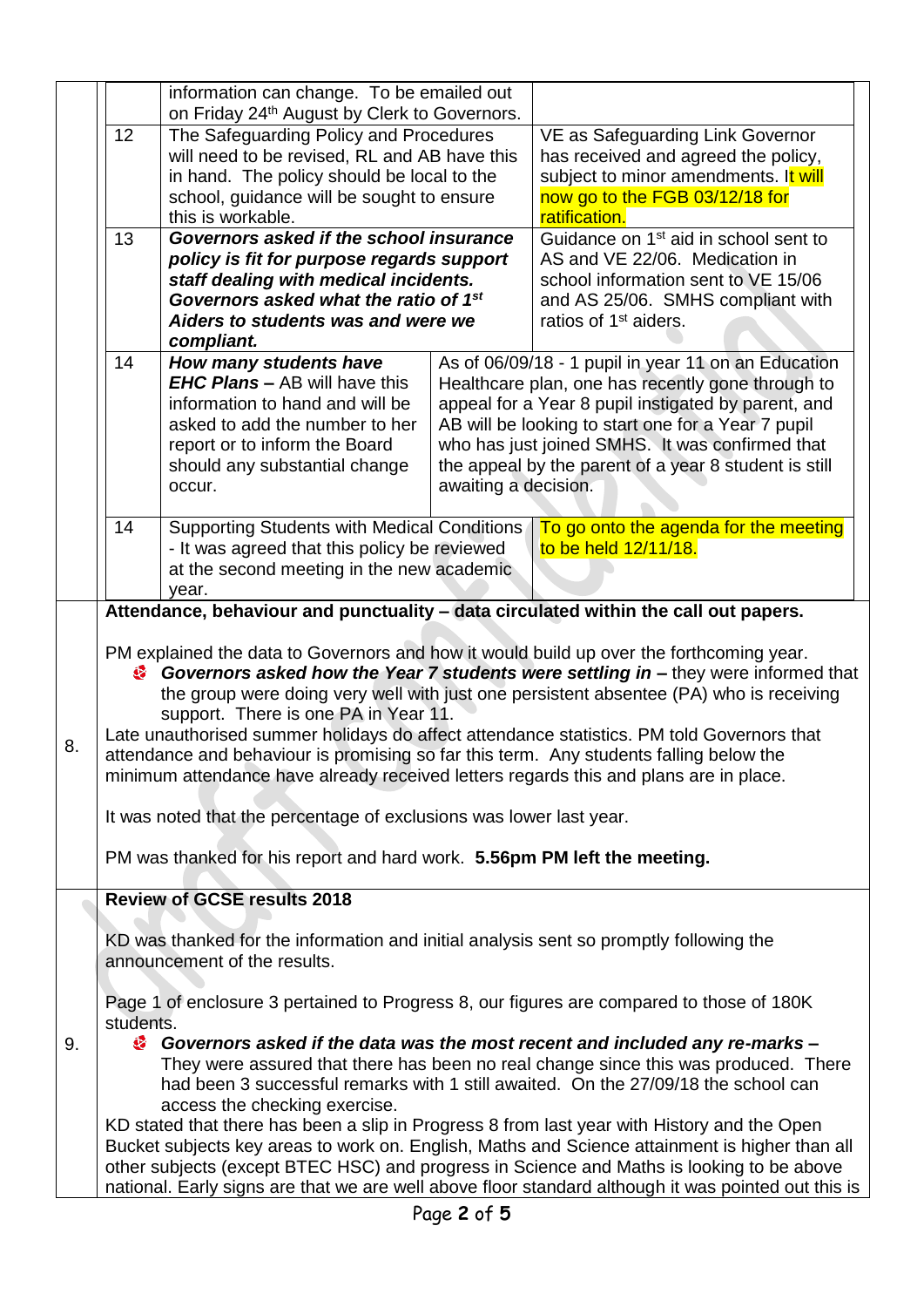| | | | |
|---|---|---|---|
| | information can change. To be emailed out on Friday 24th August by Clerk to Governors. | | |
| 12 | The Safeguarding Policy and Procedures will need to be revised, RL and AB have this in hand. The policy should be local to the school, guidance will be sought to ensure this is workable. | | VE as Safeguarding Link Governor has received and agreed the policy, subject to minor amendments. It will now go to the FGB 03/12/18 for ratification. |
| 13 | ***Governors asked if the school insurance policy is fit for purpose regards support staff dealing with medical incidents. Governors asked what the ratio of 1st Aiders to students was and were we compliant.*** | | Guidance on 1st aid in school sent to AS and VE 22/06. Medication in school information sent to VE 15/06 and AS 25/06. SMHS compliant with ratios of 1st aiders. |
| 14 | ***How many students have EHC Plans –*** AB will have this information to hand and will be asked to add the number to her report or to inform the Board should any substantial change occur. | As of 06/09/18 - 1 pupil in year 11 on an Education Healthcare plan, one has recently gone through to appeal for a Year 8 pupil instigated by parent, and AB will be looking to start one for a Year 7 pupil who has just joined SMHS. It was confirmed that the appeal by the parent of a year 8 student is still awaiting a decision. | |
| 14 | Supporting Students with Medical Conditions - It was agreed that this policy be reviewed at the second meeting in the new academic year. | | To go onto the agenda for the meeting to be held 12/11/18. |

**8. Attendance, behaviour and punctuality – data circulated within the call out papers.**

PM explained the data to Governors and how it would build up over the forthcoming year.

- ***Governors asked how the Year 7 students were settling in –*** they were informed that the group were doing very well with just one persistent absentee (PA) who is receiving support. There is one PA in Year 11.

Late unauthorised summer holidays do affect attendance statistics. PM told Governors that attendance and behaviour is promising so far this term. Any students falling below the minimum attendance have already received letters regards this and plans are in place.

It was noted that the percentage of exclusions was lower last year.

PM was thanked for his report and hard work. **5.56pm PM left the meeting.**

**9. Review of GCSE results 2018**

KD was thanked for the information and initial analysis sent so promptly following the announcement of the results.

Page 1 of enclosure 3 pertained to Progress 8, our figures are compared to those of 180K students.

- ***Governors asked if the data was the most recent and included any re-marks –*** They were assured that there has been no real change since this was produced. There had been 3 successful remarks with 1 still awaited. On the 27/09/18 the school can access the checking exercise.

KD stated that there has been a slip in Progress 8 from last year with History and the Open Bucket subjects key areas to work on. English, Maths and Science attainment is higher than all other subjects (except BTEC HSC) and progress in Science and Maths is looking to be above national. Early signs are that we are well above floor standard although it was pointed out this is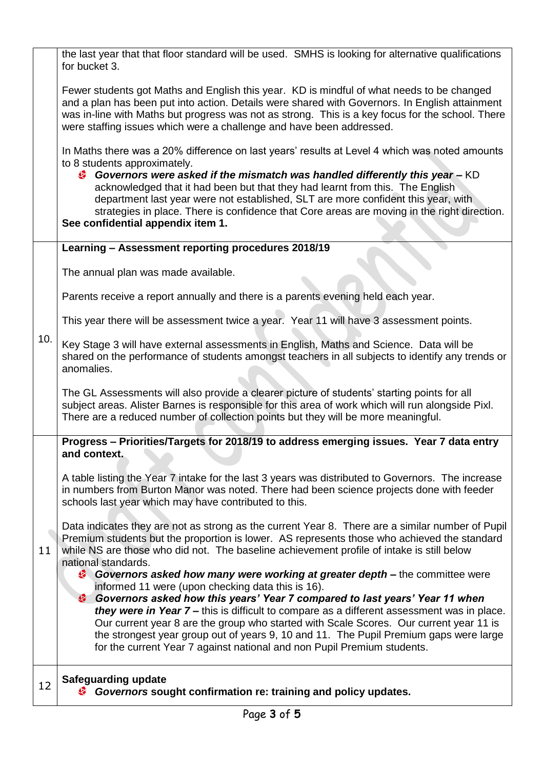| | |
|---|---|
| | the last year that that floor standard will be used. SMHS is looking for alternative qualifications for bucket 3.<br><br>Fewer students got Maths and English this year. KD is mindful of what needs to be changed and a plan has been put into action. Details were shared with Governors. In English attainment was in-line with Maths but progress was not as strong. This is a key focus for the school. There were staffing issues which were a challenge and have been addressed.<br><br>In Maths there was a 20% difference on last years' results at Level 4 which was noted amounts to 8 students approximately.<br>- ***Governors were asked if the mismatch was handled differently this year*** **–** KD acknowledged that it had been but that they had learnt from this. The English department last year were not established, SLT are more confident this year, with strategies in place. There is confidence that Core areas are moving in the right direction.<br><br>**See confidential appendix item 1.** |
| 10. | **Learning – Assessment reporting procedures 2018/19**<br><br>The annual plan was made available.<br><br>Parents receive a report annually and there is a parents evening held each year.<br><br>This year there will be assessment twice a year. Year 11 will have 3 assessment points.<br><br>Key Stage 3 will have external assessments in English, Maths and Science. Data will be shared on the performance of students amongst teachers in all subjects to identify any trends or anomalies.<br><br>The GL Assessments will also provide a clearer picture of students' starting points for all subject areas. Alister Barnes is responsible for this area of work which will run alongside Pixl. There are a reduced number of collection points but they will be more meaningful. |
| 11 | **Progress – Priorities/Targets for 2018/19 to address emerging issues. Year 7 data entry and context.**<br><br>A table listing the Year 7 intake for the last 3 years was distributed to Governors. The increase in numbers from Burton Manor was noted. There had been science projects done with feeder schools last year which may have contributed to this.<br><br>Data indicates they are not as strong as the current Year 8. There are a similar number of Pupil Premium students but the proportion is lower. AS represents those who achieved the standard while NS are those who did not. The baseline achievement profile of intake is still below national standards.<br>- ***Governors asked how many were working at greater depth*** **–** the committee were informed 11 were (upon checking data this is 16).<br>- ***Governors asked how this years' Year 7 compared to last years' Year 11 when they were in Year 7*** **–** this is difficult to compare as a different assessment was in place. Our current year 8 are the group who started with Scale Scores. Our current year 11 is the strongest year group out of years 9, 10 and 11. The Pupil Premium gaps were large for the current Year 7 against national and non Pupil Premium students. |
| 12 | **Safeguarding update**<br>- ***Governors*** **sought confirmation re: training and policy updates.** |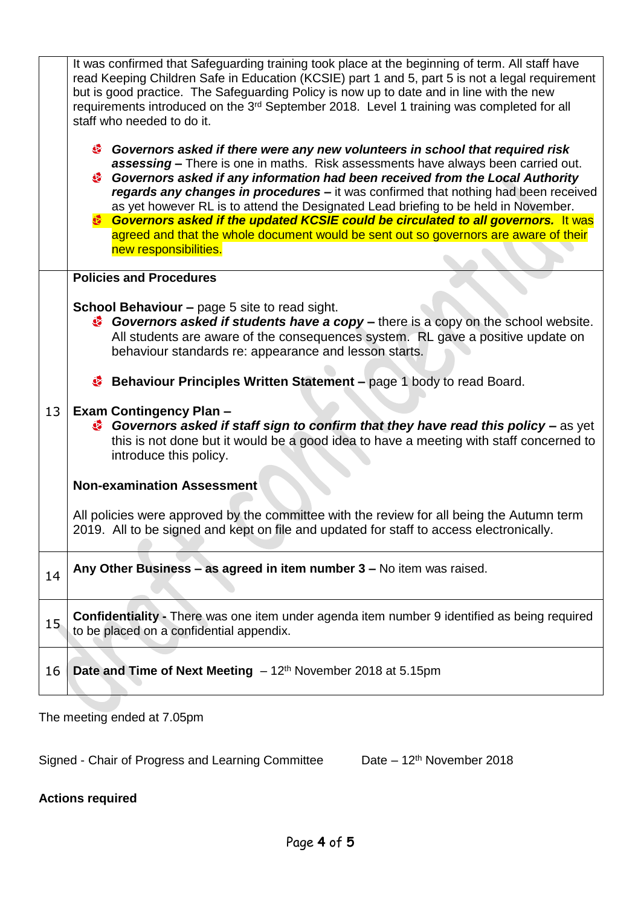| | |
|---|---|
| | It was confirmed that Safeguarding training took place at the beginning of term. All staff have read Keeping Children Safe in Education (KCSIE) part 1 and 5, part 5 is not a legal requirement but is good practice. The Safeguarding Policy is now up to date and in line with the new requirements introduced on the 3rd September 2018. Level 1 training was completed for all staff who needed to do it.<br><br>- ***Governors asked if there were any new volunteers in school that required risk assessing –*** There is one in maths. Risk assessments have always been carried out.<br>- ***Governors asked if any information had been received from the Local Authority regards any changes in procedures –*** it was confirmed that nothing had been received as yet however RL is to attend the Designated Lead briefing to be held in November.<br>- ***Governors asked if the updated KCSIE could be circulated to all governors.*** It was agreed and that the whole document would be sent out so governors are aware of their new responsibilities. |
| 13 | **Policies and Procedures**<br><br>**School Behaviour –** page 5 site to read sight.<br>- ***Governors asked if students have a copy –*** there is a copy on the school website. All students are aware of the consequences system. RL gave a positive update on behaviour standards re: appearance and lesson starts.<br><br>- **Behaviour Principles Written Statement –** page 1 body to read Board.<br><br>**Exam Contingency Plan –**<br>- ***Governors asked if staff sign to confirm that they have read this policy –*** as yet this is not done but it would be a good idea to have a meeting with staff concerned to introduce this policy.<br><br>**Non-examination Assessment**<br><br>All policies were approved by the committee with the review for all being the Autumn term 2019. All to be signed and kept on file and updated for staff to access electronically. |
| 14 | **Any Other Business – as agreed in item number 3 –** No item was raised. |
| 15 | **Confidentiality -** There was one item under agenda item number 9 identified as being required to be placed on a confidential appendix. |
| 16 | **Date and Time of Next Meeting** – 12th November 2018 at 5.15pm |

The meeting ended at 7.05pm

Signed - Chair of Progress and Learning Committee Date – 12th November 2018

**Actions required**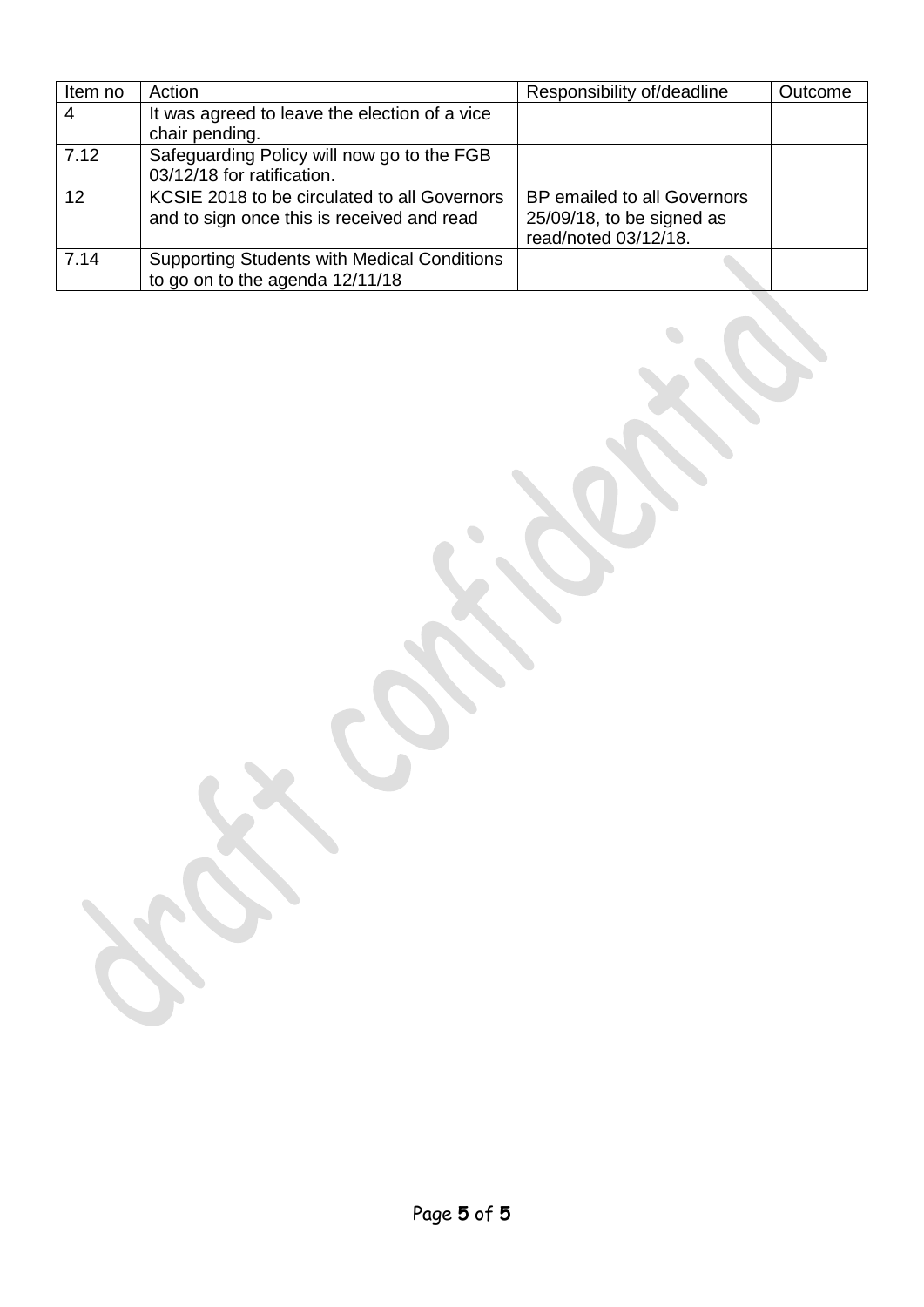| Item no | Action | Responsibility of/deadline | Outcome |
|---|---|---|---|
| 4 | It was agreed to leave the election of a vice chair pending. | | |
| 7.12 | Safeguarding Policy will now go to the FGB 03/12/18 for ratification. | | |
| 12 | KCSIE 2018 to be circulated to all Governors and to sign once this is received and read | BP emailed to all Governors 25/09/18, to be signed as read/noted 03/12/18. | |
| 7.14 | Supporting Students with Medical Conditions to go on to the agenda 12/11/18 | | |

draft confidential